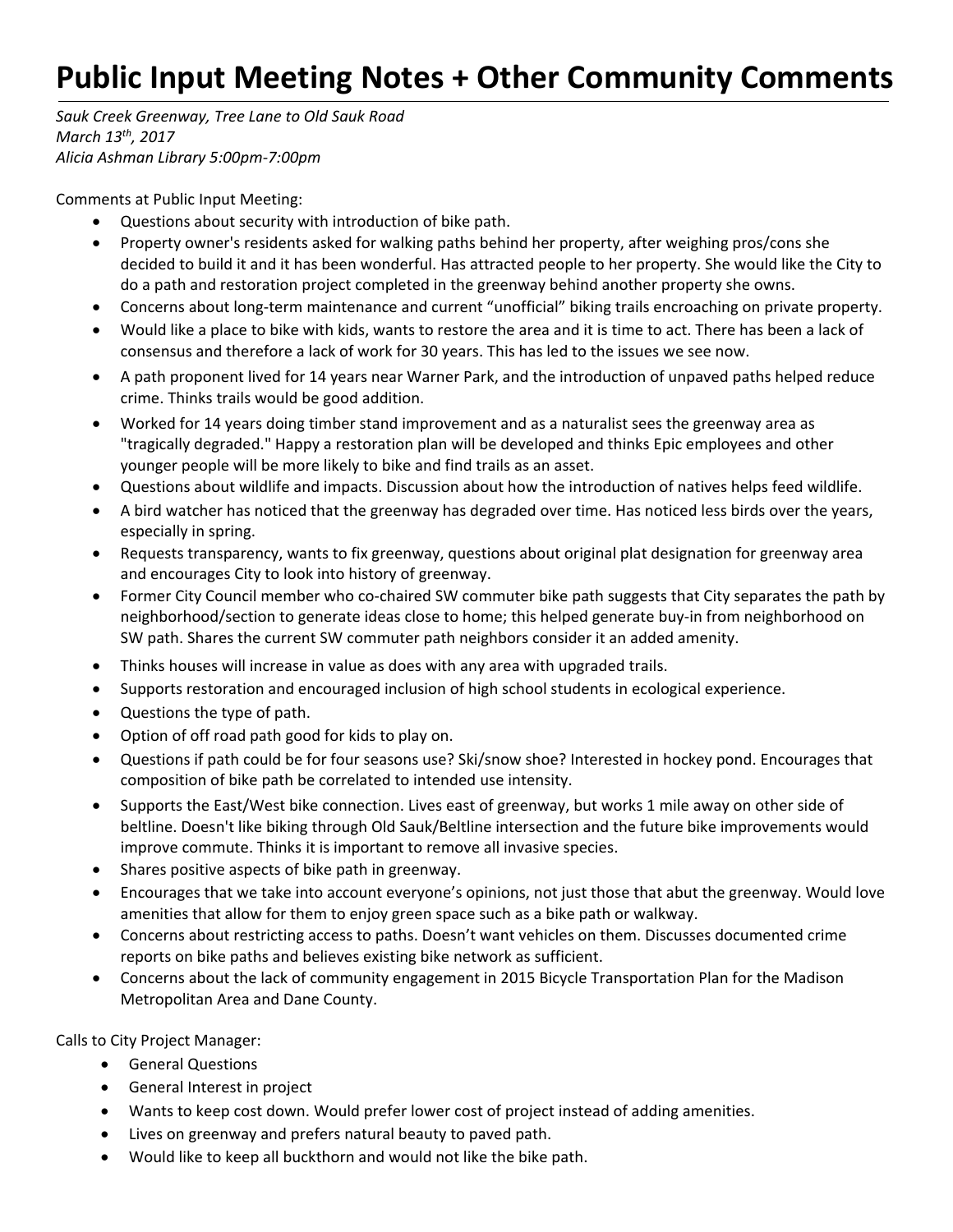# Public Input Meeting Notes + Other Community Comments

*Sauk Creek Greenway, Tree Lane to Old Sauk Road*
*March 13th, 2017*
*Alicia Ashman Library 5:00pm-7:00pm*

Comments at Public Input Meeting:

- Questions about security with introduction of bike path.
- Property owner's residents asked for walking paths behind her property, after weighing pros/cons she decided to build it and it has been wonderful. Has attracted people to her property. She would like the City to do a path and restoration project completed in the greenway behind another property she owns.
- Concerns about long-term maintenance and current "unofficial" biking trails encroaching on private property.
- Would like a place to bike with kids, wants to restore the area and it is time to act. There has been a lack of consensus and therefore a lack of work for 30 years. This has led to the issues we see now.
- A path proponent lived for 14 years near Warner Park, and the introduction of unpaved paths helped reduce crime. Thinks trails would be good addition.
- Worked for 14 years doing timber stand improvement and as a naturalist sees the greenway area as "tragically degraded." Happy a restoration plan will be developed and thinks Epic employees and other younger people will be more likely to bike and find trails as an asset.
- Questions about wildlife and impacts. Discussion about how the introduction of natives helps feed wildlife.
- A bird watcher has noticed that the greenway has degraded over time. Has noticed less birds over the years, especially in spring.
- Requests transparency, wants to fix greenway, questions about original plat designation for greenway area and encourages City to look into history of greenway.
- Former City Council member who co-chaired SW commuter bike path suggests that City separates the path by neighborhood/section to generate ideas close to home; this helped generate buy-in from neighborhood on SW path. Shares the current SW commuter path neighbors consider it an added amenity.
- Thinks houses will increase in value as does with any area with upgraded trails.
- Supports restoration and encouraged inclusion of high school students in ecological experience.
- Questions the type of path.
- Option of off road path good for kids to play on.
- Questions if path could be for four seasons use? Ski/snow shoe? Interested in hockey pond. Encourages that composition of bike path be correlated to intended use intensity.
- Supports the East/West bike connection. Lives east of greenway, but works 1 mile away on other side of beltline. Doesn't like biking through Old Sauk/Beltline intersection and the future bike improvements would improve commute. Thinks it is important to remove all invasive species.
- Shares positive aspects of bike path in greenway.
- Encourages that we take into account everyone's opinions, not just those that abut the greenway. Would love amenities that allow for them to enjoy green space such as a bike path or walkway.
- Concerns about restricting access to paths. Doesn't want vehicles on them. Discusses documented crime reports on bike paths and believes existing bike network as sufficient.
- Concerns about the lack of community engagement in 2015 Bicycle Transportation Plan for the Madison Metropolitan Area and Dane County.

Calls to City Project Manager:

- General Questions
- General Interest in project
- Wants to keep cost down. Would prefer lower cost of project instead of adding amenities.
- Lives on greenway and prefers natural beauty to paved path.
- Would like to keep all buckthorn and would not like the bike path.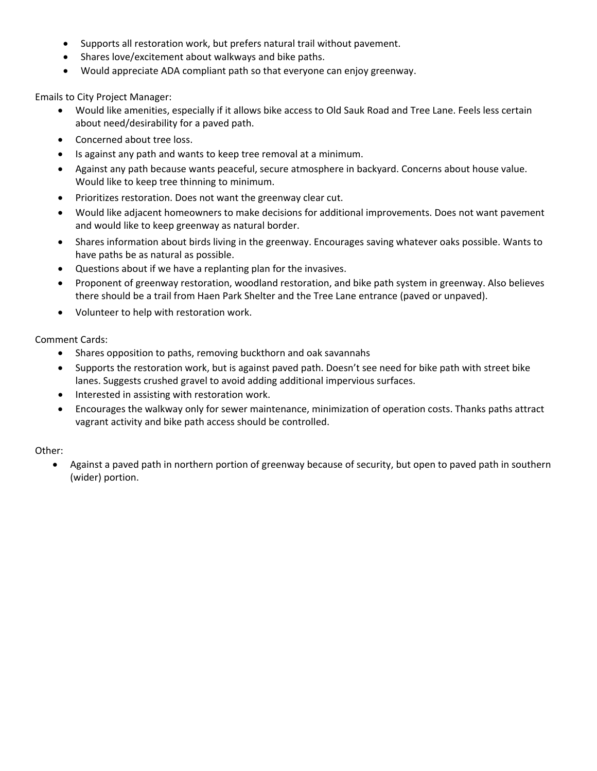- Supports all restoration work, but prefers natural trail without pavement.
- Shares love/excitement about walkways and bike paths.
- Would appreciate ADA compliant path so that everyone can enjoy greenway.

Emails to City Project Manager:

- Would like amenities, especially if it allows bike access to Old Sauk Road and Tree Lane. Feels less certain about need/desirability for a paved path.
- Concerned about tree loss.
- Is against any path and wants to keep tree removal at a minimum.
- Against any path because wants peaceful, secure atmosphere in backyard. Concerns about house value. Would like to keep tree thinning to minimum.
- Prioritizes restoration. Does not want the greenway clear cut.
- Would like adjacent homeowners to make decisions for additional improvements. Does not want pavement and would like to keep greenway as natural border.
- Shares information about birds living in the greenway. Encourages saving whatever oaks possible. Wants to have paths be as natural as possible.
- Questions about if we have a replanting plan for the invasives.
- Proponent of greenway restoration, woodland restoration, and bike path system in greenway. Also believes there should be a trail from Haen Park Shelter and the Tree Lane entrance (paved or unpaved).
- Volunteer to help with restoration work.

Comment Cards:

- Shares opposition to paths, removing buckthorn and oak savannahs
- Supports the restoration work, but is against paved path. Doesn't see need for bike path with street bike lanes. Suggests crushed gravel to avoid adding additional impervious surfaces.
- Interested in assisting with restoration work.
- Encourages the walkway only for sewer maintenance, minimization of operation costs. Thanks paths attract vagrant activity and bike path access should be controlled.

Other:

- Against a paved path in northern portion of greenway because of security, but open to paved path in southern (wider) portion.